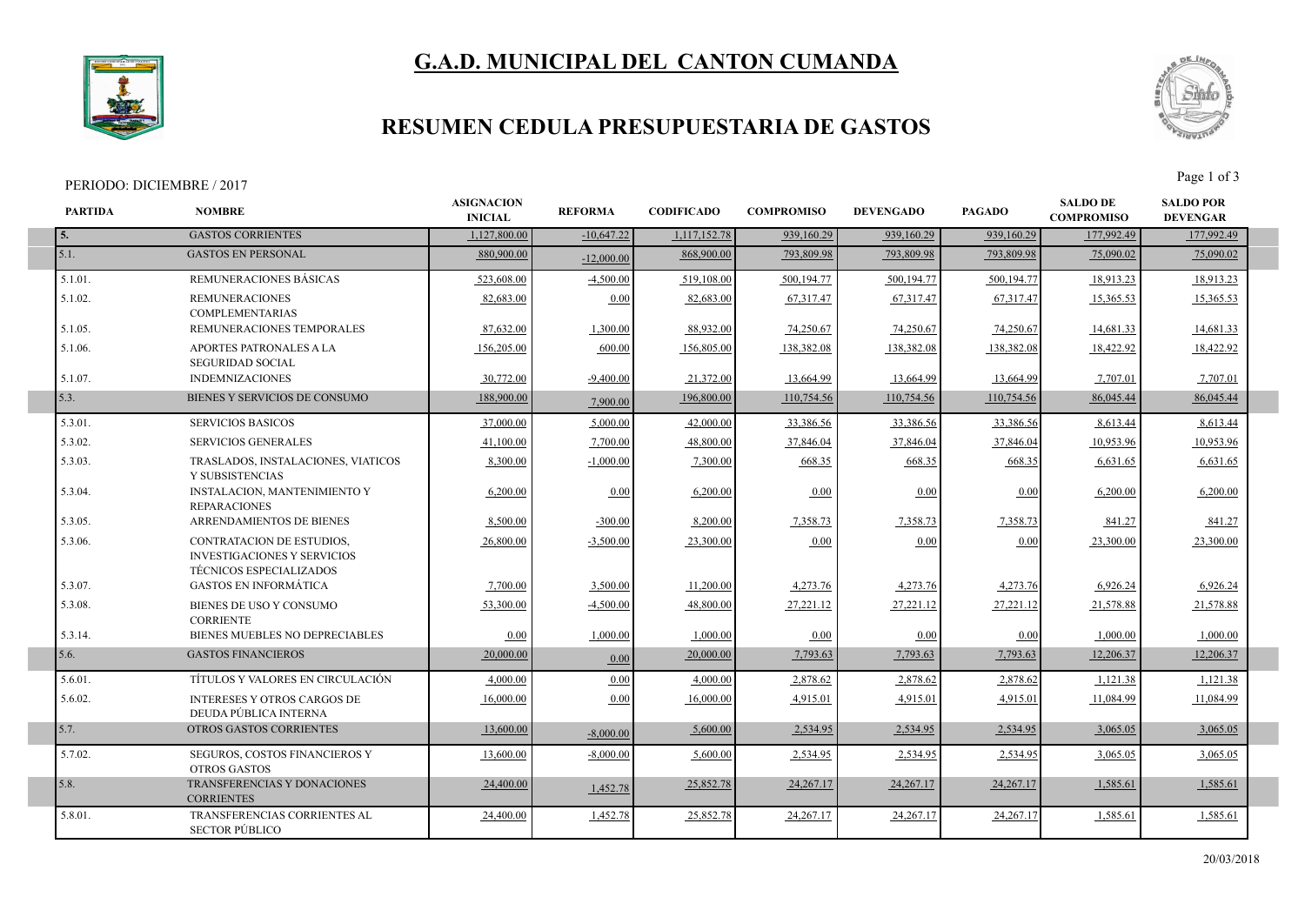# G.A.D. MUNICIPAL DEL CANTON CUMANDA

## RESUMEN CEDULA PRESUPUESTARIA DE GASTOS

PERIODO: DICIEMBRE / 2017

| PARTIDA | NOMBRE | ASIGNACION INICIAL | REFORMA | CODIFICADO | COMPROMISO | DEVENGADO | PAGADO | SALDO DE COMPROMISO | SALDO POR DEVENGAR |
|---|---|---|---|---|---|---|---|---|---|
| 5. | GASTOS CORRIENTES | 1,127,800.00 | -10,647.22 | 1,117,152.78 | 939,160.29 | 939,160.29 | 939,160.29 | 177,992.49 | 177,992.49 |
| 5.1. | GASTOS EN PERSONAL | 880,900.00 | -12,000.00 | 868,900.00 | 793,809.98 | 793,809.98 | 793,809.98 | 75,090.02 | 75,090.02 |
| 5.1.01. | REMUNERACIONES BÁSICAS | 523,608.00 | -4,500.00 | 519,108.00 | 500,194.77 | 500,194.77 | 500,194.77 | 18,913.23 | 18,913.23 |
| 5.1.02. | REMUNERACIONES COMPLEMENTARIAS | 82,683.00 | 0.00 | 82,683.00 | 67,317.47 | 67,317.47 | 67,317.47 | 15,365.53 | 15,365.53 |
| 5.1.05. | REMUNERACIONES TEMPORALES | 87,632.00 | 1,300.00 | 88,932.00 | 74,250.67 | 74,250.67 | 74,250.67 | 14,681.33 | 14,681.33 |
| 5.1.06. | APORTES PATRONALES A LA SEGURIDAD SOCIAL | 156,205.00 | 600.00 | 156,805.00 | 138,382.08 | 138,382.08 | 138,382.08 | 18,422.92 | 18,422.92 |
| 5.1.07. | INDEMNIZACIONES | 30,772.00 | -9,400.00 | 21,372.00 | 13,664.99 | 13,664.99 | 13,664.99 | 7,707.01 | 7,707.01 |
| 5.3. | BIENES Y SERVICIOS DE CONSUMO | 188,900.00 | 7,900.00 | 196,800.00 | 110,754.56 | 110,754.56 | 110,754.56 | 86,045.44 | 86,045.44 |
| 5.3.01. | SERVICIOS BASICOS | 37,000.00 | 5,000.00 | 42,000.00 | 33,386.56 | 33,386.56 | 33,386.56 | 8,613.44 | 8,613.44 |
| 5.3.02. | SERVICIOS GENERALES | 41,100.00 | 7,700.00 | 48,800.00 | 37,846.04 | 37,846.04 | 37,846.04 | 10,953.96 | 10,953.96 |
| 5.3.03. | TRASLADOS, INSTALACIONES, VIATICOS Y SUBSISTENCIAS | 8,300.00 | -1,000.00 | 7,300.00 | 668.35 | 668.35 | 668.35 | 6,631.65 | 6,631.65 |
| 5.3.04. | INSTALACION, MANTENIMIENTO Y REPARACIONES | 6,200.00 | 0.00 | 6,200.00 | 0.00 | 0.00 | 0.00 | 6,200.00 | 6,200.00 |
| 5.3.05. | ARRENDAMIENTOS DE BIENES | 8,500.00 | -300.00 | 8,200.00 | 7,358.73 | 7,358.73 | 7,358.73 | 841.27 | 841.27 |
| 5.3.06. | CONTRATACION DE ESTUDIOS, INVESTIGACIONES Y SERVICIOS TÉCNICOS ESPECIALIZADOS | 26,800.00 | -3,500.00 | 23,300.00 | 0.00 | 0.00 | 0.00 | 23,300.00 | 23,300.00 |
| 5.3.07. | GASTOS EN INFORMÁTICA | 7,700.00 | 3,500.00 | 11,200.00 | 4,273.76 | 4,273.76 | 4,273.76 | 6,926.24 | 6,926.24 |
| 5.3.08. | BIENES DE USO Y CONSUMO CORRIENTE | 53,300.00 | -4,500.00 | 48,800.00 | 27,221.12 | 27,221.12 | 27,221.12 | 21,578.88 | 21,578.88 |
| 5.3.14. | BIENES MUEBLES NO DEPRECIABLES | 0.00 | 1,000.00 | 1,000.00 | 0.00 | 0.00 | 0.00 | 1,000.00 | 1,000.00 |
| 5.6. | GASTOS FINANCIEROS | 20,000.00 | 0.00 | 20,000.00 | 7,793.63 | 7,793.63 | 7,793.63 | 12,206.37 | 12,206.37 |
| 5.6.01. | TÍTULOS Y VALORES EN CIRCULACIÓN | 4,000.00 | 0.00 | 4,000.00 | 2,878.62 | 2,878.62 | 2,878.62 | 1,121.38 | 1,121.38 |
| 5.6.02. | INTERESES Y OTROS CARGOS DE DEUDA PÚBLICA INTERNA | 16,000.00 | 0.00 | 16,000.00 | 4,915.01 | 4,915.01 | 4,915.01 | 11,084.99 | 11,084.99 |
| 5.7. | OTROS GASTOS CORRIENTES | 13,600.00 | -8,000.00 | 5,600.00 | 2,534.95 | 2,534.95 | 2,534.95 | 3,065.05 | 3,065.05 |
| 5.7.02. | SEGUROS, COSTOS FINANCIEROS Y OTROS GASTOS | 13,600.00 | -8,000.00 | 5,600.00 | 2,534.95 | 2,534.95 | 2,534.95 | 3,065.05 | 3,065.05 |
| 5.8. | TRANSFERENCIAS Y DONACIONES CORRIENTES | 24,400.00 | 1,452.78 | 25,852.78 | 24,267.17 | 24,267.17 | 24,267.17 | 1,585.61 | 1,585.61 |
| 5.8.01. | TRANSFERENCIAS CORRIENTES AL SECTOR PÚBLICO | 24,400.00 | 1,452.78 | 25,852.78 | 24,267.17 | 24,267.17 | 24,267.17 | 1,585.61 | 1,585.61 |

20/03/2018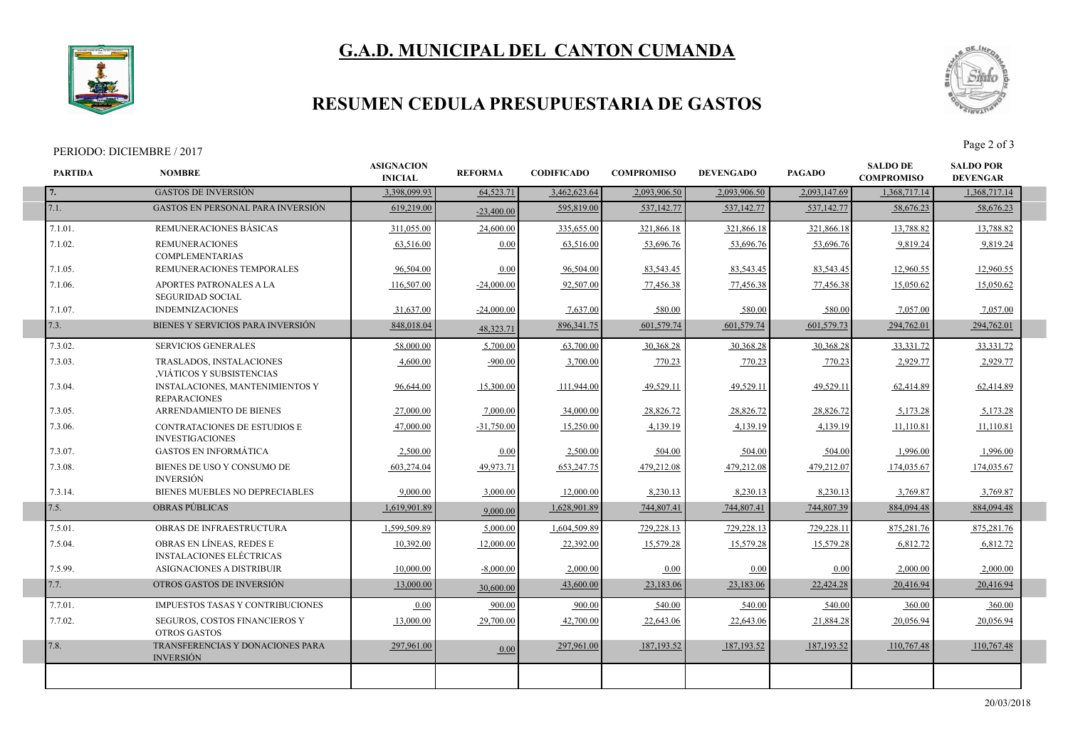# G.A.D. MUNICIPAL DEL CANTON CUMANDA

## RESUMEN CEDULA PRESUPUESTARIA DE GASTOS

PERIODO: DICIEMBRE / 2017

| PARTIDA | NOMBRE | ASIGNACION INICIAL | REFORMA | CODIFICADO | COMPROMISO | DEVENGADO | PAGADO | SALDO DE COMPROMISO | SALDO POR DEVENGAR |
|---|---|---|---|---|---|---|---|---|---|
| 7. | GASTOS DE INVERSIÓN | 3,398,099.93 | 64,523.71 | 3,462,623.64 | 2,093,906.50 | 2,093,906.50 | 2,093,147.69 | 1,368,717.14 | 1,368,717.14 |
| 7.1. | GASTOS EN PERSONAL PARA INVERSIÓN | 619,219.00 | -23,400.00 | 595,819.00 | 537,142.77 | 537,142.77 | 537,142.77 | 58,676.23 | 58,676.23 |
| 7.1.01. | REMUNERACIONES BÁSICAS | 311,055.00 | 24,600.00 | 335,655.00 | 321,866.18 | 321,866.18 | 321,866.18 | 13,788.82 | 13,788.82 |
| 7.1.02. | REMUNERACIONES COMPLEMENTARIAS | 63,516.00 | 0.00 | 63,516.00 | 53,696.76 | 53,696.76 | 53,696.76 | 9,819.24 | 9,819.24 |
| 7.1.05. | REMUNERACIONES TEMPORALES | 96,504.00 | 0.00 | 96,504.00 | 83,543.45 | 83,543.45 | 83,543.45 | 12,960.55 | 12,960.55 |
| 7.1.06. | APORTES PATRONALES A LA SEGURIDAD SOCIAL | 116,507.00 | -24,000.00 | 92,507.00 | 77,456.38 | 77,456.38 | 77,456.38 | 15,050.62 | 15,050.62 |
| 7.1.07. | INDEMNIZACIONES | 31,637.00 | -24,000.00 | 7,637.00 | 580.00 | 580.00 | 580.00 | 7,057.00 | 7,057.00 |
| 7.3. | BIENES Y SERVICIOS PARA INVERSIÓN | 848,018.04 | 48,323.71 | 896,341.75 | 601,579.74 | 601,579.74 | 601,579.73 | 294,762.01 | 294,762.01 |
| 7.3.02. | SERVICIOS GENERALES | 58,000.00 | 5,700.00 | 63,700.00 | 30,368.28 | 30,368.28 | 30,368.28 | 33,331.72 | 33,331.72 |
| 7.3.03. | TRASLADOS, INSTALACIONES ,VIÁTICOS Y SUBSISTENCIAS | 4,600.00 | -900.00 | 3,700.00 | 770.23 | 770.23 | 770.23 | 2,929.77 | 2,929.77 |
| 7.3.04. | INSTALACIONES, MANTENIMIENTOS Y REPARACIONES | 96,644.00 | 15,300.00 | 111,944.00 | 49,529.11 | 49,529.11 | 49,529.11 | 62,414.89 | 62,414.89 |
| 7.3.05. | ARRENDAMIENTO DE BIENES | 27,000.00 | 7,000.00 | 34,000.00 | 28,826.72 | 28,826.72 | 28,826.72 | 5,173.28 | 5,173.28 |
| 7.3.06. | CONTRATACIONES DE ESTUDIOS E INVESTIGACIONES | 47,000.00 | -31,750.00 | 15,250.00 | 4,139.19 | 4,139.19 | 4,139.19 | 11,110.81 | 11,110.81 |
| 7.3.07. | GASTOS EN INFORMÁTICA | 2,500.00 | 0.00 | 2,500.00 | 504.00 | 504.00 | 504.00 | 1,996.00 | 1,996.00 |
| 7.3.08. | BIENES DE USO Y CONSUMO DE INVERSIÓN | 603,274.04 | 49,973.71 | 653,247.75 | 479,212.08 | 479,212.08 | 479,212.07 | 174,035.67 | 174,035.67 |
| 7.3.14. | BIENES MUEBLES NO DEPRECIABLES | 9,000.00 | 3,000.00 | 12,000.00 | 8,230.13 | 8,230.13 | 8,230.13 | 3,769.87 | 3,769.87 |
| 7.5. | OBRAS PÚBLICAS | 1,619,901.89 | 9,000.00 | 1,628,901.89 | 744,807.41 | 744,807.41 | 744,807.39 | 884,094.48 | 884,094.48 |
| 7.5.01. | OBRAS DE INFRAESTRUCTURA | 1,599,509.89 | 5,000.00 | 1,604,509.89 | 729,228.13 | 729,228.13 | 729,228.11 | 875,281.76 | 875,281.76 |
| 7.5.04. | OBRAS EN LÍNEAS, REDES E INSTALACIONES ELÉCTRICAS | 10,392.00 | 12,000.00 | 22,392.00 | 15,579.28 | 15,579.28 | 15,579.28 | 6,812.72 | 6,812.72 |
| 7.5.99. | ASIGNACIONES A DISTRIBUIR | 10,000.00 | -8,000.00 | 2,000.00 | 0.00 | 0.00 | 0.00 | 2,000.00 | 2,000.00 |
| 7.7. | OTROS GASTOS DE INVERSIÓN | 13,000.00 | 30,600.00 | 43,600.00 | 23,183.06 | 23,183.06 | 22,424.28 | 20,416.94 | 20,416.94 |
| 7.7.01. | IMPUESTOS TASAS Y CONTRIBUCIONES | 0.00 | 900.00 | 900.00 | 540.00 | 540.00 | 540.00 | 360.00 | 360.00 |
| 7.7.02. | SEGUROS, COSTOS FINANCIEROS Y OTROS GASTOS | 13,000.00 | 29,700.00 | 42,700.00 | 22,643.06 | 22,643.06 | 21,884.28 | 20,056.94 | 20,056.94 |
| 7.8. | TRANSFERENCIAS Y DONACIONES PARA INVERSIÓN | 297,961.00 | 0.00 | 297,961.00 | 187,193.52 | 187,193.52 | 187,193.52 | 110,767.48 | 110,767.48 |

20/03/2018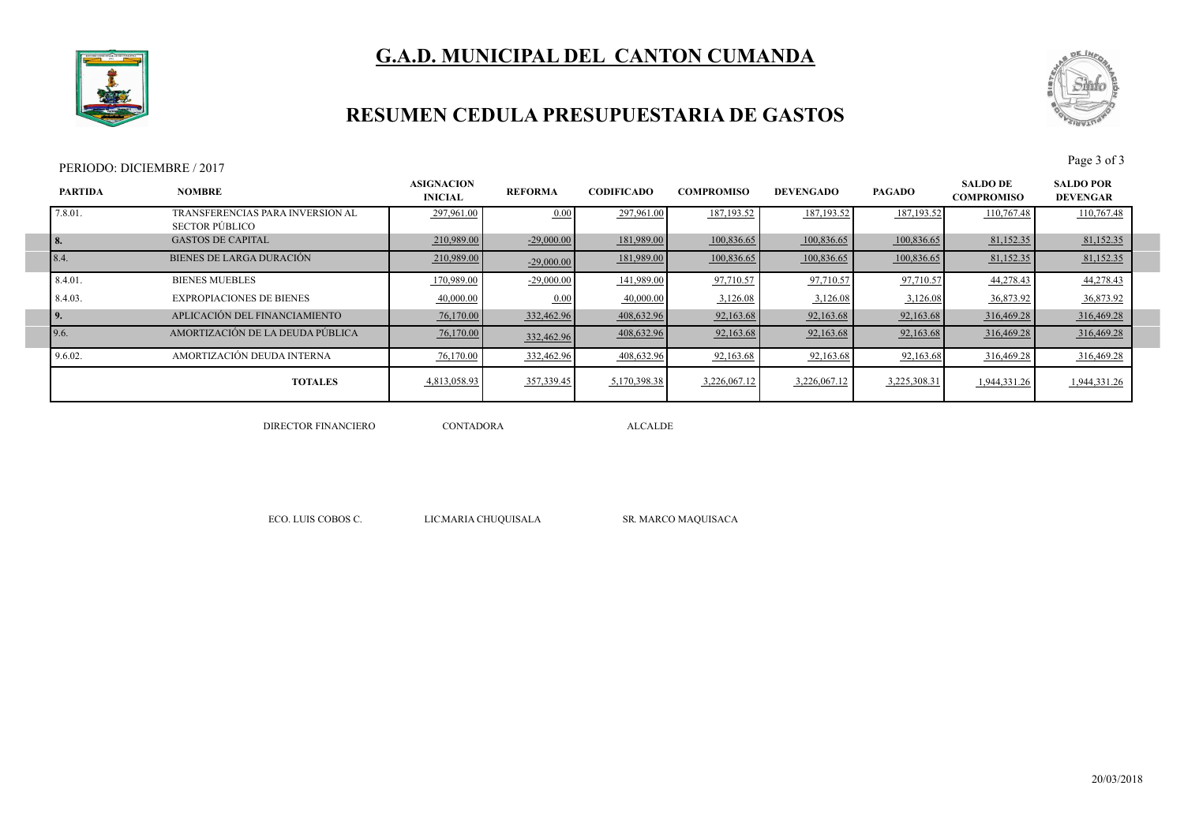# G.A.D. MUNICIPAL DEL CANTON CUMANDA

## RESUMEN CEDULA PRESUPUESTARIA DE GASTOS

PERIODO: DICIEMBRE / 2017

| PARTIDA | NOMBRE | ASIGNACION INICIAL | REFORMA | CODIFICADO | COMPROMISO | DEVENGADO | PAGADO | SALDO DE COMPROMISO | SALDO POR DEVENGAR |
|---|---|---|---|---|---|---|---|---|---|
| 7.8.01. | TRANSFERENCIAS PARA INVERSION AL SECTOR PÚBLICO | 297,961.00 | 0.00 | 297,961.00 | 187,193.52 | 187,193.52 | 187,193.52 | 110,767.48 | 110,767.48 |
| 8. | GASTOS DE CAPITAL | 210,989.00 | -29,000.00 | 181,989.00 | 100,836.65 | 100,836.65 | 100,836.65 | 81,152.35 | 81,152.35 |
| 8.4. | BIENES DE LARGA DURACIÓN | 210,989.00 | -29,000.00 | 181,989.00 | 100,836.65 | 100,836.65 | 100,836.65 | 81,152.35 | 81,152.35 |
| 8.4.01. | BIENES MUEBLES | 170,989.00 | -29,000.00 | 141,989.00 | 97,710.57 | 97,710.57 | 97,710.57 | 44,278.43 | 44,278.43 |
| 8.4.03. | EXPROPIACIONES DE BIENES | 40,000.00 | 0.00 | 40,000.00 | 3,126.08 | 3,126.08 | 3,126.08 | 36,873.92 | 36,873.92 |
| 9. | APLICACIÓN DEL FINANCIAMIENTO | 76,170.00 | 332,462.96 | 408,632.96 | 92,163.68 | 92,163.68 | 92,163.68 | 316,469.28 | 316,469.28 |
| 9.6. | AMORTIZACIÓN DE LA DEUDA PÚBLICA | 76,170.00 | 332,462.96 | 408,632.96 | 92,163.68 | 92,163.68 | 92,163.68 | 316,469.28 | 316,469.28 |
| 9.6.02. | AMORTIZACIÓN DEUDA INTERNA | 76,170.00 | 332,462.96 | 408,632.96 | 92,163.68 | 92,163.68 | 92,163.68 | 316,469.28 | 316,469.28 |
| | **TOTALES** | 4,813,058.93 | 357,339.45 | 5,170,398.38 | 3,226,067.12 | 3,226,067.12 | 3,225,308.31 | 1,944,331.26 | 1,944,331.26 |

| DIRECTOR FINANCIERO | CONTADORA | ALCALDE |
|---|---|---|
| ECO. LUIS COBOS C. | LIC.MARIA CHUQUISALA | SR. MARCO MAQUISACA |

20/03/2018